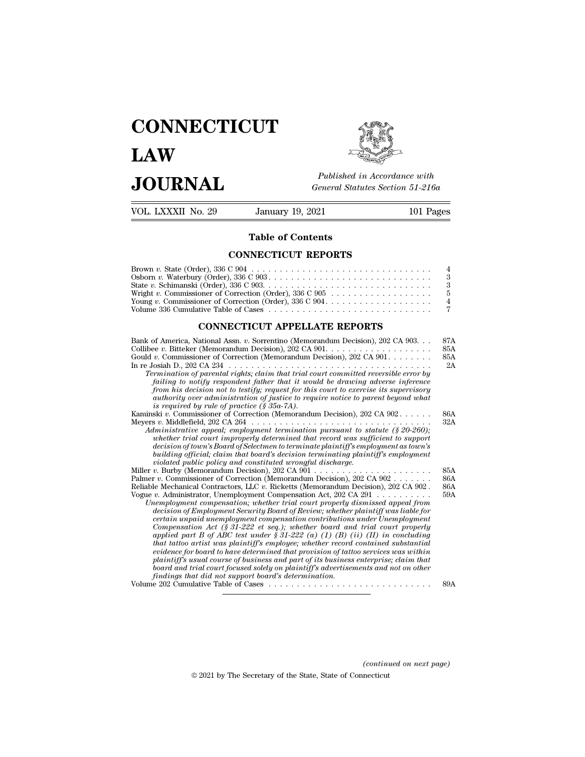# CONNECTICUT LAW JOURNAL

*Published in Accordance with General Statutes Section 51-216a*

VOL. LXXXII No. 29 — January 19, 2021 — 101 Pages

## Table of Contents

### CONNECTICUT REPORTS

Brown *v.* State (Order), 336 C 904 . . . . . . . . . . . . . . . . . . . . . . . . . . . . . . . . . 4
Osborn *v.* Waterbury (Order), 336 C 903 . . . . . . . . . . . . . . . . . . . . . . . . . . . . . 3
State *v.* Schimanski (Order), 336 C 903 . . . . . . . . . . . . . . . . . . . . . . . . . . . . . . 3
Wright *v.* Commissioner of Correction (Order), 336 C 905 . . . . . . . . . . . . . . . . . . 5
Young *v.* Commissioner of Correction (Order), 336 C 904 . . . . . . . . . . . . . . . . . . . 4
Volume 336 Cumulative Table of Cases . . . . . . . . . . . . . . . . . . . . . . . . . . . . . 7

### CONNECTICUT APPELLATE REPORTS

Bank of America, National Assn. *v.* Sorrentino (Memorandum Decision), 202 CA 903 . . . 87A
Collibee *v.* Bitteker (Memorandum Decision), 202 CA 901 . . . . . . . . . . . . . . . . . . . 85A
Gould *v.* Commissioner of Correction (Memorandum Decision), 202 CA 901 . . . . . . . . 85A
In re Josiah D., 202 CA 234 . . . . . . . . . . . . . . . . . . . . . . . . . . . . . . . . . . . . . 2A
*Termination of parental rights; claim that trial court committed reversible error by failing to notify respondent father that it would be drawing adverse inference from his decision not to testify; request for this court to exercise its supervisory authority over administration of justice to require notice to parent beyond what is required by rule of practice (§ 35a-7A).*
Kaminski *v.* Commissioner of Correction (Memorandum Decision), 202 CA 902 . . . . . . 86A
Meyers *v.* Middlefield, 202 CA 264 . . . . . . . . . . . . . . . . . . . . . . . . . . . . . . . . 32A
*Administrative appeal; employment termination pursuant to statute (§ 20-260); whether trial court improperly determined that record was sufficient to support decision of town's Board of Selectmen to terminate plaintiff's employment as town's building official; claim that board's decision terminating plaintiff's employment violated public policy and constituted wrongful discharge.*
Miller *v.* Burby (Memorandum Decision), 202 CA 901 . . . . . . . . . . . . . . . . . . . . . 85A
Palmer *v.* Commissioner of Correction (Memorandum Decision), 202 CA 902 . . . . . . . 86A
Reliable Mechanical Contractors, LLC *v.* Ricketts (Memorandum Decision), 202 CA 902 . 86A
Vogue *v.* Administrator, Unemployment Compensation Act, 202 CA 291 . . . . . . . . . . 59A
*Unemployment compensation; whether trial court properly dismissed appeal from decision of Employment Security Board of Review; whether plaintiff was liable for certain unpaid unemployment compensation contributions under Unemployment Compensation Act (§ 31-222 et seq.); whether board and trial court properly applied part B of ABC test under § 31-222 (a) (1) (B) (ii) (II) in concluding that tattoo artist was plaintiff's employee; whether record contained substantial evidence for board to have determined that provision of tattoo services was within plaintiff's usual course of business and part of its business enterprise; claim that board and trial court focused solely on plaintiff's advertisements and not on other findings that did not support board's determination.*
Volume 202 Cumulative Table of Cases . . . . . . . . . . . . . . . . . . . . . . . . . . . . . 89A

*(continued on next page)*

© 2021 by The Secretary of the State, State of Connecticut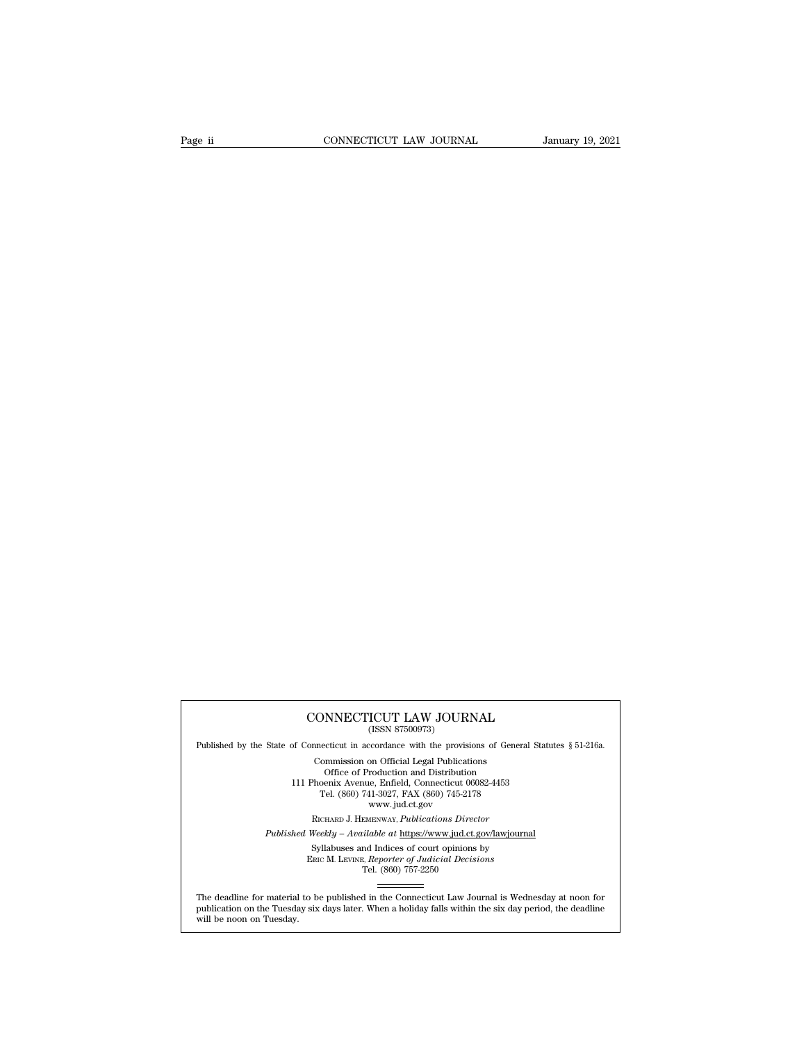# CONNECTICUT LAW JOURNAL

(ISSN 87500973)

Published by the State of Connecticut in accordance with the provisions of General Statutes § 51-216a.

Commission on Official Legal Publications
Office of Production and Distribution
111 Phoenix Avenue, Enfield, Connecticut 06082-4453
Tel. (860) 741-3027, FAX (860) 745-2178
www.jud.ct.gov

Richard J. Hemenway, *Publications Director*

*Published Weekly – Available at* https://www.jud.ct.gov/lawjournal

Syllabuses and Indices of court opinions by
Eric M. Levine, *Reporter of Judicial Decisions*
Tel. (860) 757-2250

---

The deadline for material to be published in the Connecticut Law Journal is Wednesday at noon for publication on the Tuesday six days later. When a holiday falls within the six day period, the deadline will be noon on Tuesday.